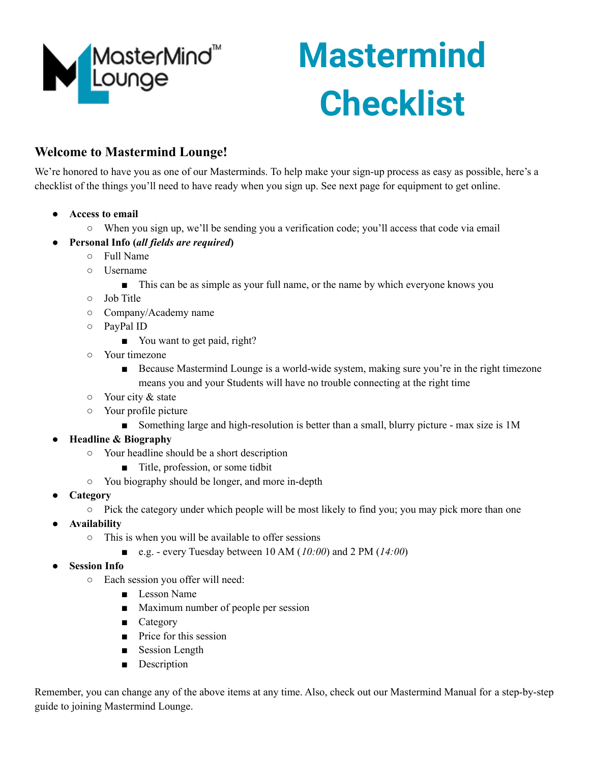# Mastermind Checklist

## Welcome to Mastermind Lounge!

We're honored to have you as one of our Masterminds. To help make your sign-up process as easy as possible, here's a checklist of the things you'll need to have ready when you sign up. See next page for equipment to get online.

- **Access to email**
  - When you sign up, we'll be sending you a verification code; you'll access that code via email
- **Personal Info (*all fields are required*)**
  - Full Name
  - Username
    - This can be as simple as your full name, or the name by which everyone knows you
  - Job Title
  - Company/Academy name
  - PayPal ID
    - You want to get paid, right?
  - Your timezone
    - Because Mastermind Lounge is a world-wide system, making sure you're in the right timezone means you and your Students will have no trouble connecting at the right time
  - Your city & state
  - Your profile picture
    - Something large and high-resolution is better than a small, blurry picture - max size is 1M
- **Headline & Biography**
  - Your headline should be a short description
    - Title, profession, or some tidbit
  - You biography should be longer, and more in-depth
- **Category**
  - Pick the category under which people will be most likely to find you; you may pick more than one
- **Availability**
  - This is when you will be available to offer sessions
    - e.g. - every Tuesday between 10 AM (*10:00*) and 2 PM (*14:00*)
- **Session Info**
  - Each session you offer will need:
    - Lesson Name
    - Maximum number of people per session
    - Category
    - Price for this session
    - Session Length
    - Description

Remember, you can change any of the above items at any time. Also, check out our Mastermind Manual for a step-by-step guide to joining Mastermind Lounge.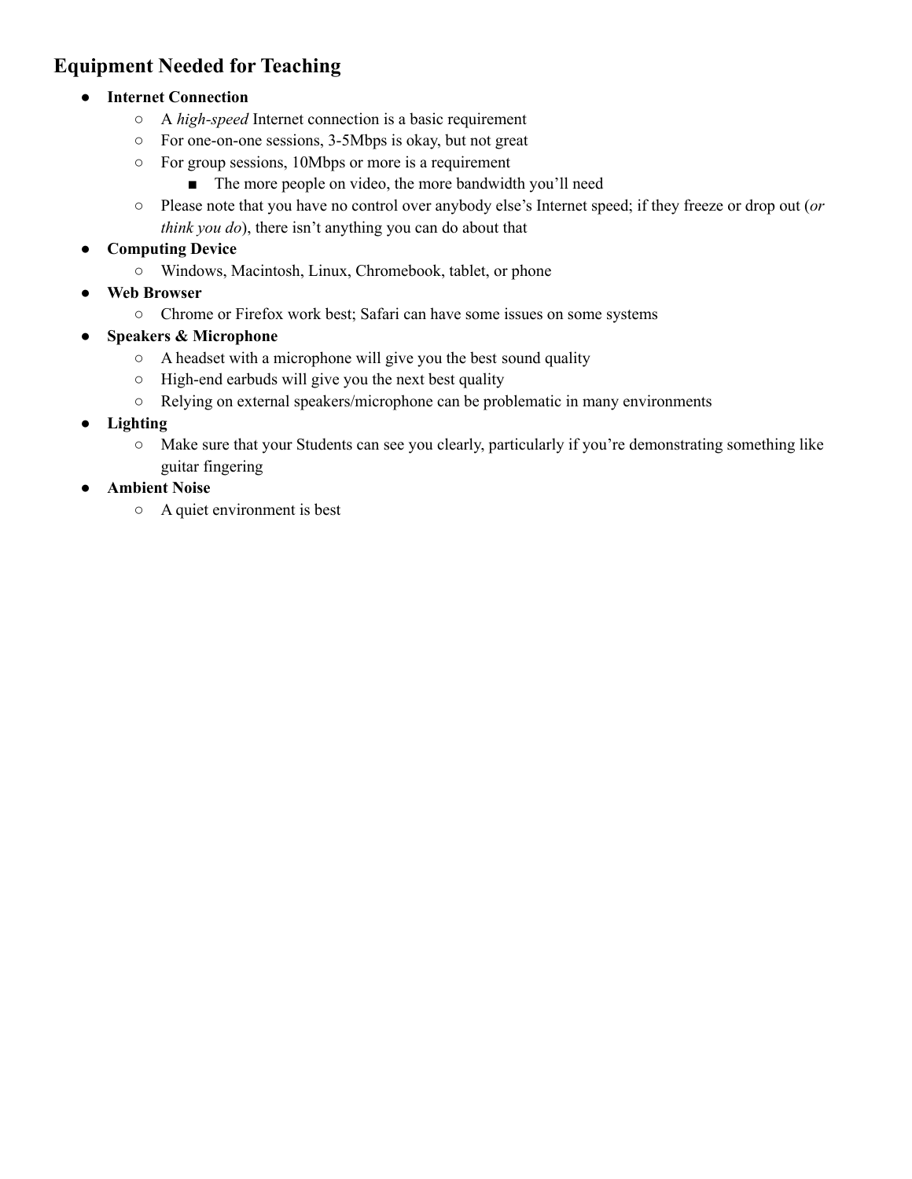## Equipment Needed for Teaching

- **Internet Connection**
  - A *high-speed* Internet connection is a basic requirement
  - For one-on-one sessions, 3-5Mbps is okay, but not great
  - For group sessions, 10Mbps or more is a requirement
    - The more people on video, the more bandwidth you'll need
  - Please note that you have no control over anybody else's Internet speed; if they freeze or drop out (*or think you do*), there isn't anything you can do about that
- **Computing Device**
  - Windows, Macintosh, Linux, Chromebook, tablet, or phone
- **Web Browser**
  - Chrome or Firefox work best; Safari can have some issues on some systems
- **Speakers & Microphone**
  - A headset with a microphone will give you the best sound quality
  - High-end earbuds will give you the next best quality
  - Relying on external speakers/microphone can be problematic in many environments
- **Lighting**
  - Make sure that your Students can see you clearly, particularly if you're demonstrating something like guitar fingering
- **Ambient Noise**
  - A quiet environment is best